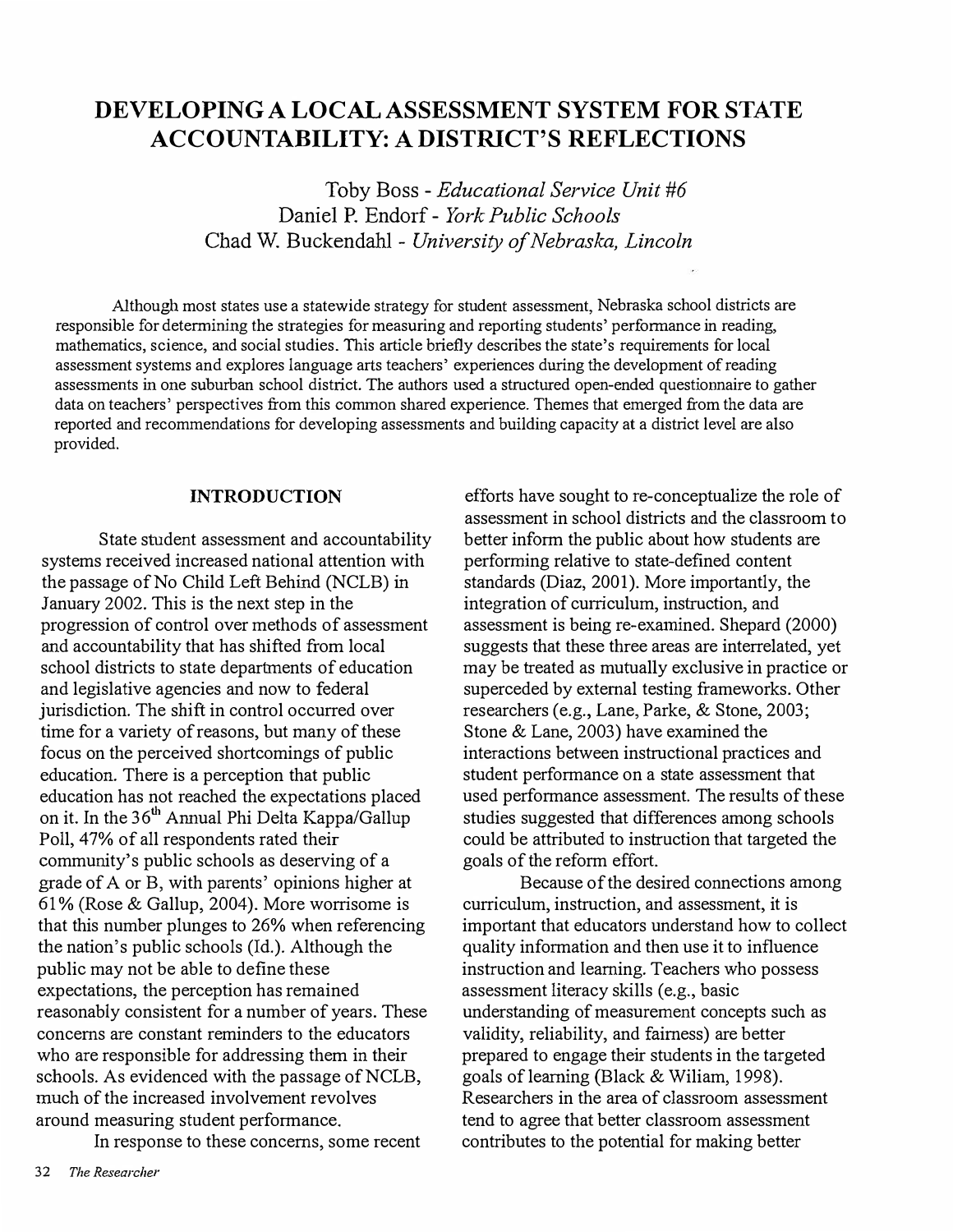# DEVELOPING A LOCAL ASSESSMENT SYSTEM FOR STATE ACCOUNTABILITY: A DISTRICT'S REFLECTIONS

Toby Boss - *Educational Service Unit #6*
Daniel P. Endorf - *York Public Schools*
Chad W. Buckendahl - *University of Nebraska, Lincoln*

Although most states use a statewide strategy for student assessment, Nebraska school districts are responsible for determining the strategies for measuring and reporting students' performance in reading, mathematics, science, and social studies. This article briefly describes the state's requirements for local assessment systems and explores language arts teachers' experiences during the development of reading assessments in one suburban school district. The authors used a structured open-ended questionnaire to gather data on teachers' perspectives from this common shared experience. Themes that emerged from the data are reported and recommendations for developing assessments and building capacity at a district level are also provided.

## INTRODUCTION

State student assessment and accountability systems received increased national attention with the passage of No Child Left Behind (NCLB) in January 2002. This is the next step in the progression of control over methods of assessment and accountability that has shifted from local school districts to state departments of education and legislative agencies and now to federal jurisdiction. The shift in control occurred over time for a variety of reasons, but many of these focus on the perceived shortcomings of public education. There is a perception that public education has not reached the expectations placed on it. In the 36th Annual Phi Delta Kappa/Gallup Poll, 47% of all respondents rated their community's public schools as deserving of a grade of A or B, with parents' opinions higher at 61% (Rose & Gallup, 2004). More worrisome is that this number plunges to 26% when referencing the nation's public schools (Id.). Although the public may not be able to define these expectations, the perception has remained reasonably consistent for a number of years. These concerns are constant reminders to the educators who are responsible for addressing them in their schools. As evidenced with the passage of NCLB, much of the increased involvement revolves around measuring student performance.

In response to these concerns, some recent efforts have sought to re-conceptualize the role of assessment in school districts and the classroom to better inform the public about how students are performing relative to state-defined content standards (Diaz, 2001). More importantly, the integration of curriculum, instruction, and assessment is being re-examined. Shepard (2000) suggests that these three areas are interrelated, yet may be treated as mutually exclusive in practice or superceded by external testing frameworks. Other researchers (e.g., Lane, Parke, & Stone, 2003; Stone & Lane, 2003) have examined the interactions between instructional practices and student performance on a state assessment that used performance assessment. The results of these studies suggested that differences among schools could be attributed to instruction that targeted the goals of the reform effort.

Because of the desired connections among curriculum, instruction, and assessment, it is important that educators understand how to collect quality information and then use it to influence instruction and learning. Teachers who possess assessment literacy skills (e.g., basic understanding of measurement concepts such as validity, reliability, and fairness) are better prepared to engage their students in the targeted goals of learning (Black & Wiliam, 1998). Researchers in the area of classroom assessment tend to agree that better classroom assessment contributes to the potential for making better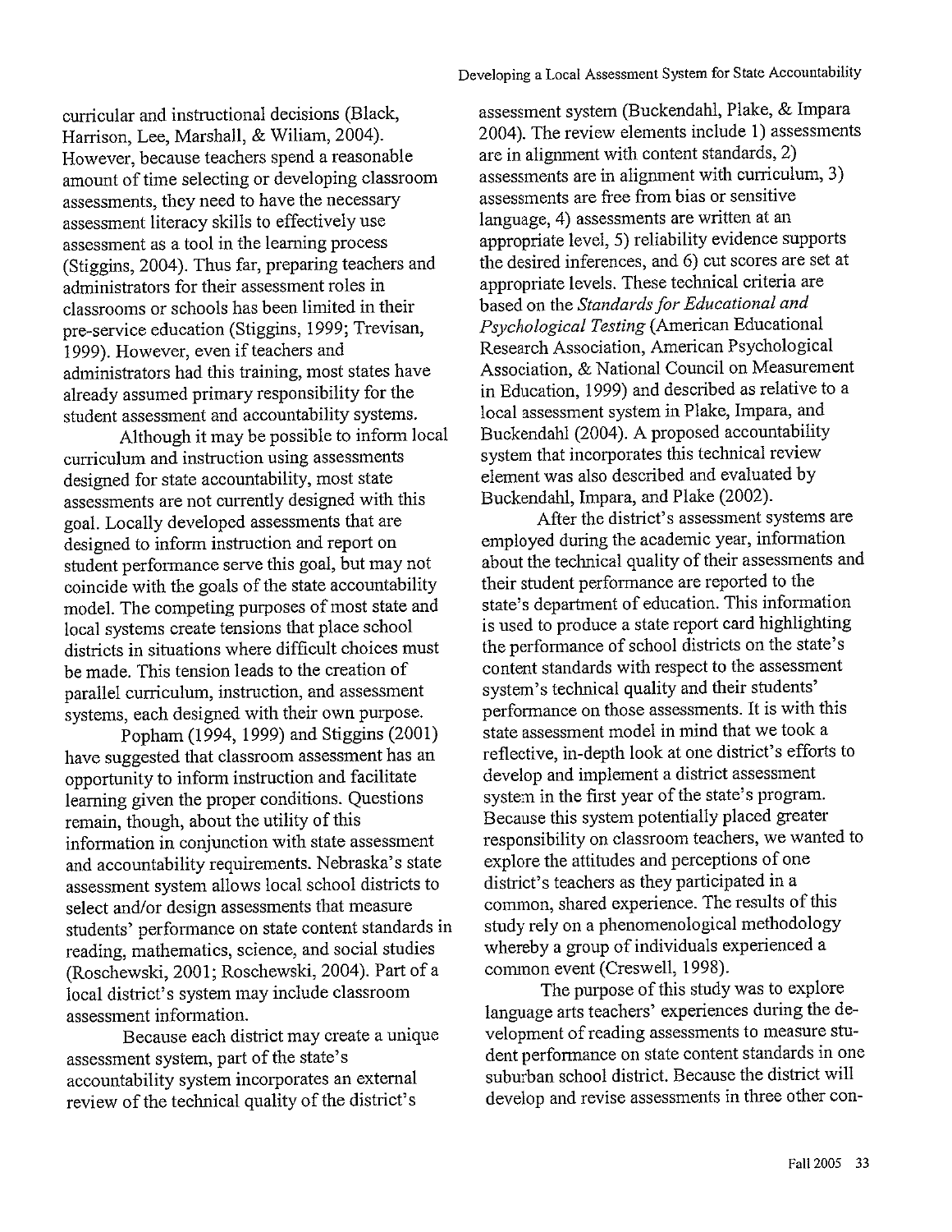curricular and instructional decisions (Black, Harrison, Lee, Marshall, & Wiliam, 2004). However, because teachers spend a reasonable amount of time selecting or developing classroom assessments, they need to have the necessary assessment literacy skills to effectively use assessment as a tool in the learning process (Stiggins, 2004). Thus far, preparing teachers and administrators for their assessment roles in classrooms or schools has been limited in their pre-service education (Stiggins, 1999; Trevisan, 1999). However, even if teachers and administrators had this training, most states have already assumed primary responsibility for the student assessment and accountability systems.

Although it may be possible to inform local curriculum and instruction using assessments designed for state accountability, most state assessments are not currently designed with this goal. Locally developed assessments that are designed to inform instruction and report on student performance serve this goal, but may not coincide with the goals of the state accountability model. The competing purposes of most state and local systems create tensions that place school districts in situations where difficult choices must be made. This tension leads to the creation of parallel curriculum, instruction, and assessment systems, each designed with their own purpose.

Popham (1994, 1999) and Stiggins (2001) have suggested that classroom assessment has an opportunity to inform instruction and facilitate learning given the proper conditions. Questions remain, though, about the utility of this information in conjunction with state assessment and accountability requirements. Nebraska's state assessment system allows local school districts to select and/or design assessments that measure students' performance on state content standards in reading, mathematics, science, and social studies (Roschewski, 2001; Roschewski, 2004). Part of a local district's system may include classroom assessment information.

Because each district may create a unique assessment system, part of the state's accountability system incorporates an external review of the technical quality of the district's assessment system (Buckendahl, Plake, & Impara 2004). The review elements include 1) assessments are in alignment with content standards, 2) assessments are in alignment with curriculum, 3) assessments are free from bias or sensitive language, 4) assessments are written at an appropriate level, 5) reliability evidence supports the desired inferences, and 6) cut scores are set at appropriate levels. These technical criteria are based on the *Standards for Educational and Psychological Testing* (American Educational Research Association, American Psychological Association, & National Council on Measurement in Education, 1999) and described as relative to a local assessment system in Plake, Impara, and Buckendahl (2004). A proposed accountability system that incorporates this technical review element was also described and evaluated by Buckendahl, Impara, and Plake (2002).

After the district's assessment systems are employed during the academic year, information about the technical quality of their assessments and their student performance are reported to the state's department of education. This information is used to produce a state report card highlighting the performance of school districts on the state's content standards with respect to the assessment system's technical quality and their students' performance on those assessments. It is with this state assessment model in mind that we took a reflective, in-depth look at one district's efforts to develop and implement a district assessment system in the first year of the state's program. Because this system potentially placed greater responsibility on classroom teachers, we wanted to explore the attitudes and perceptions of one district's teachers as they participated in a common, shared experience. The results of this study rely on a phenomenological methodology whereby a group of individuals experienced a common event (Creswell, 1998).

The purpose of this study was to explore language arts teachers' experiences during the development of reading assessments to measure student performance on state content standards in one suburban school district. Because the district will develop and revise assessments in three other con-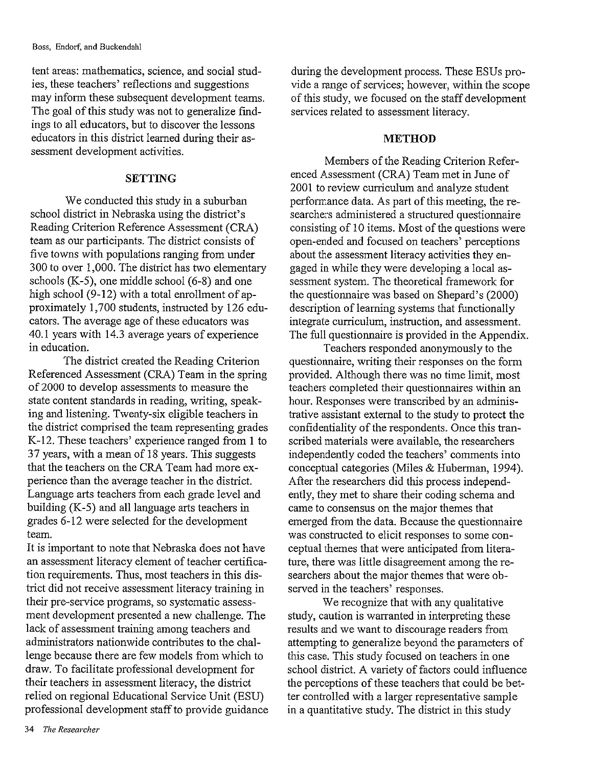tent areas: mathematics, science, and social studies, these teachers' reflections and suggestions may inform these subsequent development teams. The goal of this study was not to generalize findings to all educators, but to discover the lessons educators in this district learned during their assessment development activities.

## SETTING

We conducted this study in a suburban school district in Nebraska using the district's Reading Criterion Reference Assessment (CRA) team as our participants. The district consists of five towns with populations ranging from under 300 to over 1,000. The district has two elementary schools (K-5), one middle school (6-8) and one high school (9-12) with a total enrollment of approximately 1,700 students, instructed by 126 educators. The average age of these educators was 40.1 years with 14.3 average years of experience in education.

The district created the Reading Criterion Referenced Assessment (CRA) Team in the spring of 2000 to develop assessments to measure the state content standards in reading, writing, speaking and listening. Twenty-six eligible teachers in the district comprised the team representing grades K-12. These teachers' experience ranged from 1 to 37 years, with a mean of 18 years. This suggests that the teachers on the CRA Team had more experience than the average teacher in the district. Language arts teachers from each grade level and building (K-5) and all language arts teachers in grades 6-12 were selected for the development team.

It is important to note that Nebraska does not have an assessment literacy element of teacher certification requirements. Thus, most teachers in this district did not receive assessment literacy training in their pre-service programs, so systematic assessment development presented a new challenge. The lack of assessment training among teachers and administrators nationwide contributes to the challenge because there are few models from which to draw. To facilitate professional development for their teachers in assessment literacy, the district relied on regional Educational Service Unit (ESU) professional development staff to provide guidance during the development process. These ESUs provide a range of services; however, within the scope of this study, we focused on the staff development services related to assessment literacy.

## METHOD

Members of the Reading Criterion Referenced Assessment (CRA) Team met in June of 2001 to review curriculum and analyze student performance data. As part of this meeting, the researchers administered a structured questionnaire consisting of 10 items. Most of the questions were open-ended and focused on teachers' perceptions about the assessment literacy activities they engaged in while they were developing a local assessment system. The theoretical framework for the questionnaire was based on Shepard's (2000) description of learning systems that functionally integrate curriculum, instruction, and assessment. The full questionnaire is provided in the Appendix.

Teachers responded anonymously to the questionnaire, writing their responses on the form provided. Although there was no time limit, most teachers completed their questionnaires within an hour. Responses were transcribed by an administrative assistant external to the study to protect the confidentiality of the respondents. Once this transcribed materials were available, the researchers independently coded the teachers' comments into conceptual categories (Miles & Huberman, 1994). After the researchers did this process independently, they met to share their coding schema and came to consensus on the major themes that emerged from the data. Because the questionnaire was constructed to elicit responses to some conceptual themes that were anticipated from literature, there was little disagreement among the researchers about the major themes that were observed in the teachers' responses.

We recognize that with any qualitative study, caution is warranted in interpreting these results and we want to discourage readers from attempting to generalize beyond the parameters of this case. This study focused on teachers in one school district. A variety of factors could influence the perceptions of these teachers that could be better controlled with a larger representative sample in a quantitative study. The district in this study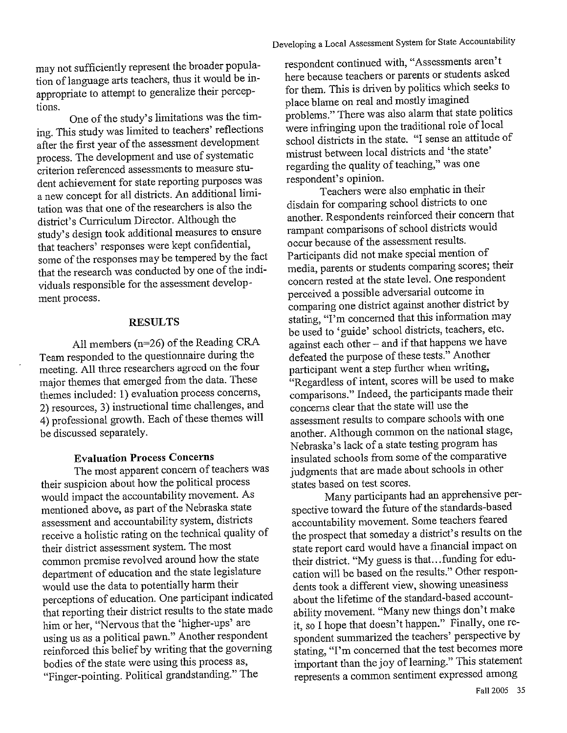may not sufficiently represent the broader population of language arts teachers, thus it would be inappropriate to attempt to generalize their perceptions.

One of the study's limitations was the timing. This study was limited to teachers' reflections after the first year of the assessment development process. The development and use of systematic criterion referenced assessments to measure student achievement for state reporting purposes was a new concept for all districts. An additional limitation was that one of the researchers is also the district's Curriculum Director. Although the study's design took additional measures to ensure that teachers' responses were kept confidential, some of the responses may be tempered by the fact that the research was conducted by one of the individuals responsible for the assessment development process.

## RESULTS

All members (n=26) of the Reading CRA Team responded to the questionnaire during the meeting. All three researchers agreed on the four major themes that emerged from the data. These themes included: 1) evaluation process concerns, 2) resources, 3) instructional time challenges, and 4) professional growth. Each of these themes will be discussed separately.

### Evaluation Process Concerns

The most apparent concern of teachers was their suspicion about how the political process would impact the accountability movement. As mentioned above, as part of the Nebraska state assessment and accountability system, districts receive a holistic rating on the technical quality of their district assessment system. The most common premise revolved around how the state department of education and the state legislature would use the data to potentially harm their perceptions of education. One participant indicated that reporting their district results to the state made him or her, "Nervous that the 'higher-ups' are using us as a political pawn." Another respondent reinforced this belief by writing that the governing bodies of the state were using this process as, "Finger-pointing. Political grandstanding." The respondent continued with, "Assessments aren't here because teachers or parents or students asked for them. This is driven by politics which seeks to place blame on real and mostly imagined problems." There was also alarm that state politics were infringing upon the traditional role of local school districts in the state. "I sense an attitude of mistrust between local districts and 'the state' regarding the quality of teaching," was one respondent's opinion.

Teachers were also emphatic in their disdain for comparing school districts to one another. Respondents reinforced their concern that rampant comparisons of school districts would occur because of the assessment results. Participants did not make special mention of media, parents or students comparing scores; their concern rested at the state level. One respondent perceived a possible adversarial outcome in comparing one district against another district by stating, "I'm concerned that this information may be used to 'guide' school districts, teachers, etc. against each other – and if that happens we have defeated the purpose of these tests." Another participant went a step further when writing, "Regardless of intent, scores will be used to make comparisons." Indeed, the participants made their concerns clear that the state will use the assessment results to compare schools with one another. Although common on the national stage, Nebraska's lack of a state testing program has insulated schools from some of the comparative judgments that are made about schools in other states based on test scores.

Many participants had an apprehensive perspective toward the future of the standards-based accountability movement. Some teachers feared the prospect that someday a district's results on the state report card would have a financial impact on their district. "My guess is that…funding for education will be based on the results." Other respondents took a different view, showing uneasiness about the lifetime of the standard-based accountability movement. "Many new things don't make it, so I hope that doesn't happen." Finally, one respondent summarized the teachers' perspective by stating, "I'm concerned that the test becomes more important than the joy of learning." This statement represents a common sentiment expressed among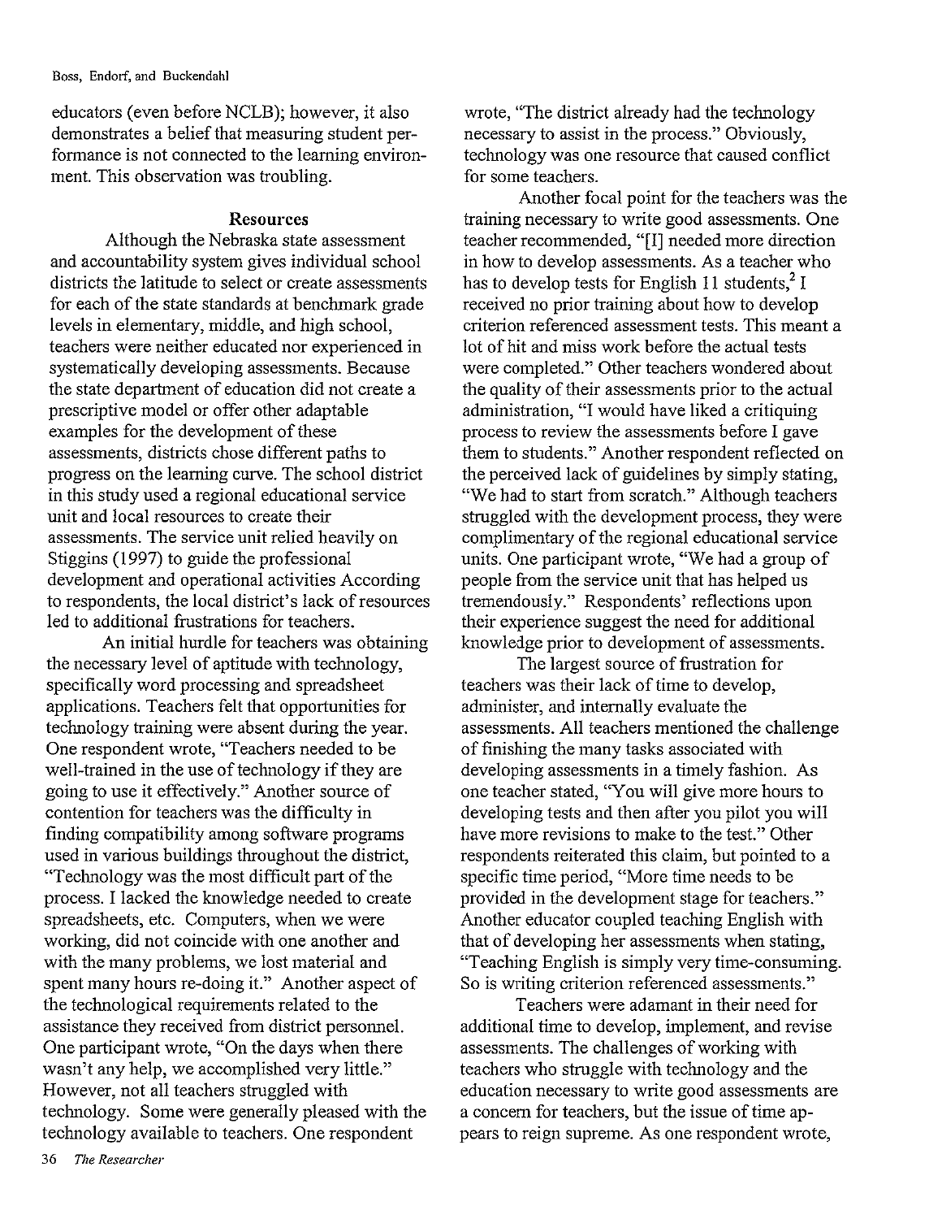educators (even before NCLB); however, it also demonstrates a belief that measuring student performance is not connected to the learning environment. This observation was troubling.

### Resources

Although the Nebraska state assessment and accountability system gives individual school districts the latitude to select or create assessments for each of the state standards at benchmark grade levels in elementary, middle, and high school, teachers were neither educated nor experienced in systematically developing assessments. Because the state department of education did not create a prescriptive model or offer other adaptable examples for the development of these assessments, districts chose different paths to progress on the learning curve. The school district in this study used a regional educational service unit and local resources to create their assessments. The service unit relied heavily on Stiggins (1997) to guide the professional development and operational activities According to respondents, the local district's lack of resources led to additional frustrations for teachers.

An initial hurdle for teachers was obtaining the necessary level of aptitude with technology, specifically word processing and spreadsheet applications. Teachers felt that opportunities for technology training were absent during the year. One respondent wrote, "Teachers needed to be well-trained in the use of technology if they are going to use it effectively." Another source of contention for teachers was the difficulty in finding compatibility among software programs used in various buildings throughout the district, "Technology was the most difficult part of the process. I lacked the knowledge needed to create spreadsheets, etc. Computers, when we were working, did not coincide with one another and with the many problems, we lost material and spent many hours re-doing it." Another aspect of the technological requirements related to the assistance they received from district personnel. One participant wrote, "On the days when there wasn't any help, we accomplished very little." However, not all teachers struggled with technology. Some were generally pleased with the technology available to teachers. One respondent wrote, "The district already had the technology necessary to assist in the process." Obviously, technology was one resource that caused conflict for some teachers.

Another focal point for the teachers was the training necessary to write good assessments. One teacher recommended, "[I] needed more direction in how to develop assessments. As a teacher who has to develop tests for English 11 students,[2] I received no prior training about how to develop criterion referenced assessment tests. This meant a lot of hit and miss work before the actual tests were completed." Other teachers wondered about the quality of their assessments prior to the actual administration, "I would have liked a critiquing process to review the assessments before I gave them to students." Another respondent reflected on the perceived lack of guidelines by simply stating, "We had to start from scratch." Although teachers struggled with the development process, they were complimentary of the regional educational service units. One participant wrote, "We had a group of people from the service unit that has helped us tremendously." Respondents' reflections upon their experience suggest the need for additional knowledge prior to development of assessments.

The largest source of frustration for teachers was their lack of time to develop, administer, and internally evaluate the assessments. All teachers mentioned the challenge of finishing the many tasks associated with developing assessments in a timely fashion. As one teacher stated, "You will give more hours to developing tests and then after you pilot you will have more revisions to make to the test." Other respondents reiterated this claim, but pointed to a specific time period, "More time needs to be provided in the development stage for teachers." Another educator coupled teaching English with that of developing her assessments when stating, "Teaching English is simply very time-consuming. So is writing criterion referenced assessments."

Teachers were adamant in their need for additional time to develop, implement, and revise assessments. The challenges of working with teachers who struggle with technology and the education necessary to write good assessments are a concern for teachers, but the issue of time appears to reign supreme. As one respondent wrote,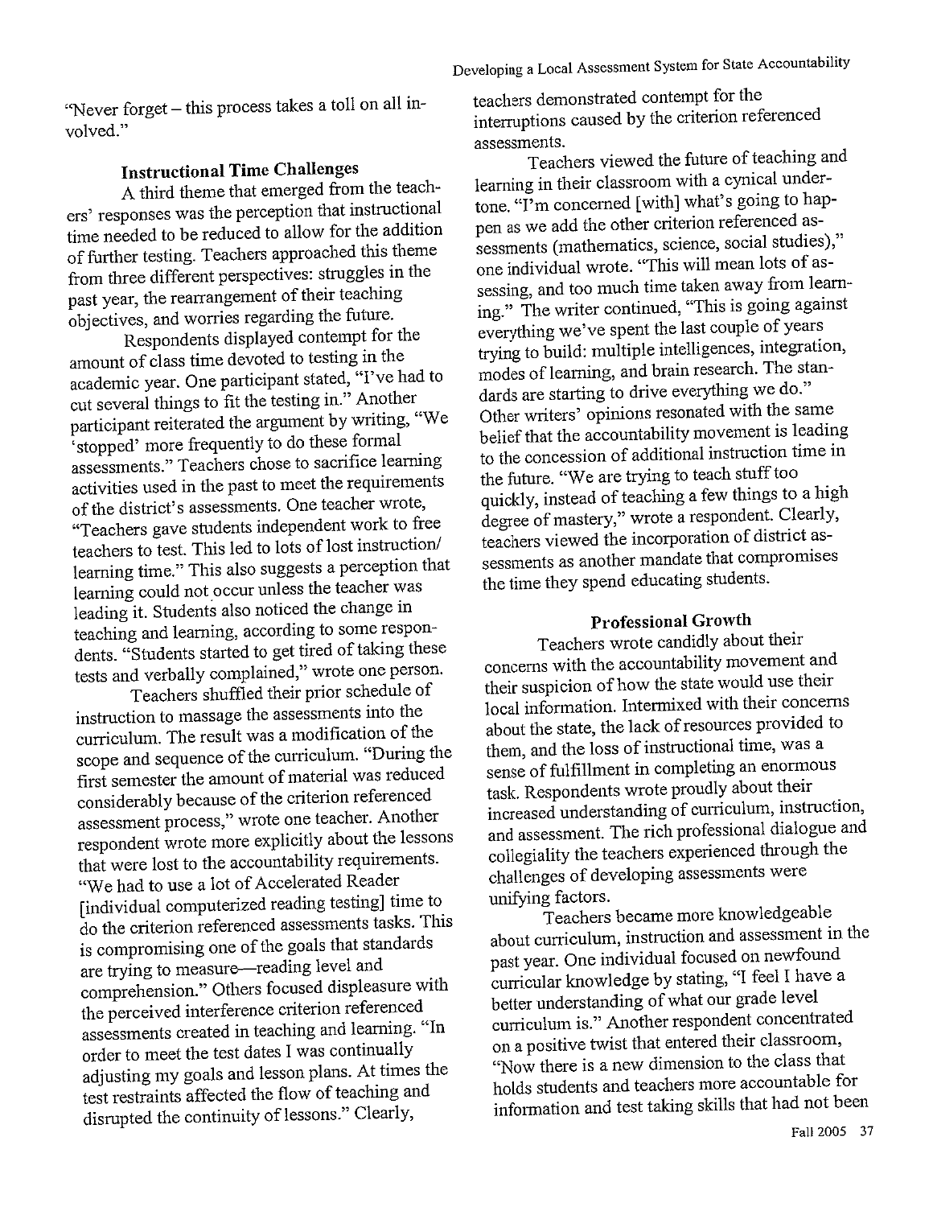"Never forget – this process takes a toll on all involved."

### Instructional Time Challenges

A third theme that emerged from the teachers' responses was the perception that instructional time needed to be reduced to allow for the addition of further testing. Teachers approached this theme from three different perspectives: struggles in the past year, the rearrangement of their teaching objectives, and worries regarding the future.

Respondents displayed contempt for the amount of class time devoted to testing in the academic year. One participant stated, "I've had to cut several things to fit the testing in." Another participant reiterated the argument by writing, "We 'stopped' more frequently to do these formal assessments." Teachers chose to sacrifice learning activities used in the past to meet the requirements of the district's assessments. One teacher wrote, "Teachers gave students independent work to free teachers to test. This led to lots of lost instruction/learning time." This also suggests a perception that learning could not occur unless the teacher was leading it. Students also noticed the change in teaching and learning, according to some respondents. "Students started to get tired of taking these tests and verbally complained," wrote one person.

Teachers shuffled their prior schedule of instruction to massage the assessments into the curriculum. The result was a modification of the scope and sequence of the curriculum. "During the first semester the amount of material was reduced considerably because of the criterion referenced assessment process," wrote one teacher. Another respondent wrote more explicitly about the lessons that were lost to the accountability requirements. "We had to use a lot of Accelerated Reader [individual computerized reading testing] time to do the criterion referenced assessments tasks. This is compromising one of the goals that standards are trying to measure—reading level and comprehension." Others focused displeasure with the perceived interference criterion referenced assessments created in teaching and learning. "In order to meet the test dates I was continually adjusting my goals and lesson plans. At times the test restraints affected the flow of teaching and disrupted the continuity of lessons." Clearly, teachers demonstrated contempt for the interruptions caused by the criterion referenced assessments.

Teachers viewed the future of teaching and learning in their classroom with a cynical undertone. "I'm concerned [with] what's going to happen as we add the other criterion referenced assessments (mathematics, science, social studies)," one individual wrote. "This will mean lots of assessing, and too much time taken away from learning." The writer continued, "This is going against everything we've spent the last couple of years trying to build: multiple intelligences, integration, modes of learning, and brain research. The standards are starting to drive everything we do." Other writers' opinions resonated with the same belief that the accountability movement is leading to the concession of additional instruction time in the future. "We are trying to teach stuff too quickly, instead of teaching a few things to a high degree of mastery," wrote a respondent. Clearly, teachers viewed the incorporation of district assessments as another mandate that compromises the time they spend educating students.

### Professional Growth

Teachers wrote candidly about their concerns with the accountability movement and their suspicion of how the state would use their local information. Intermixed with their concerns about the state, the lack of resources provided to them, and the loss of instructional time, was a sense of fulfillment in completing an enormous task. Respondents wrote proudly about their increased understanding of curriculum, instruction, and assessment. The rich professional dialogue and collegiality the teachers experienced through the challenges of developing assessments were unifying factors.

Teachers became more knowledgeable about curriculum, instruction and assessment in the past year. One individual focused on newfound curricular knowledge by stating, "I feel I have a better understanding of what our grade level curriculum is." Another respondent concentrated on a positive twist that entered their classroom, "Now there is a new dimension to the class that holds students and teachers more accountable for information and test taking skills that had not been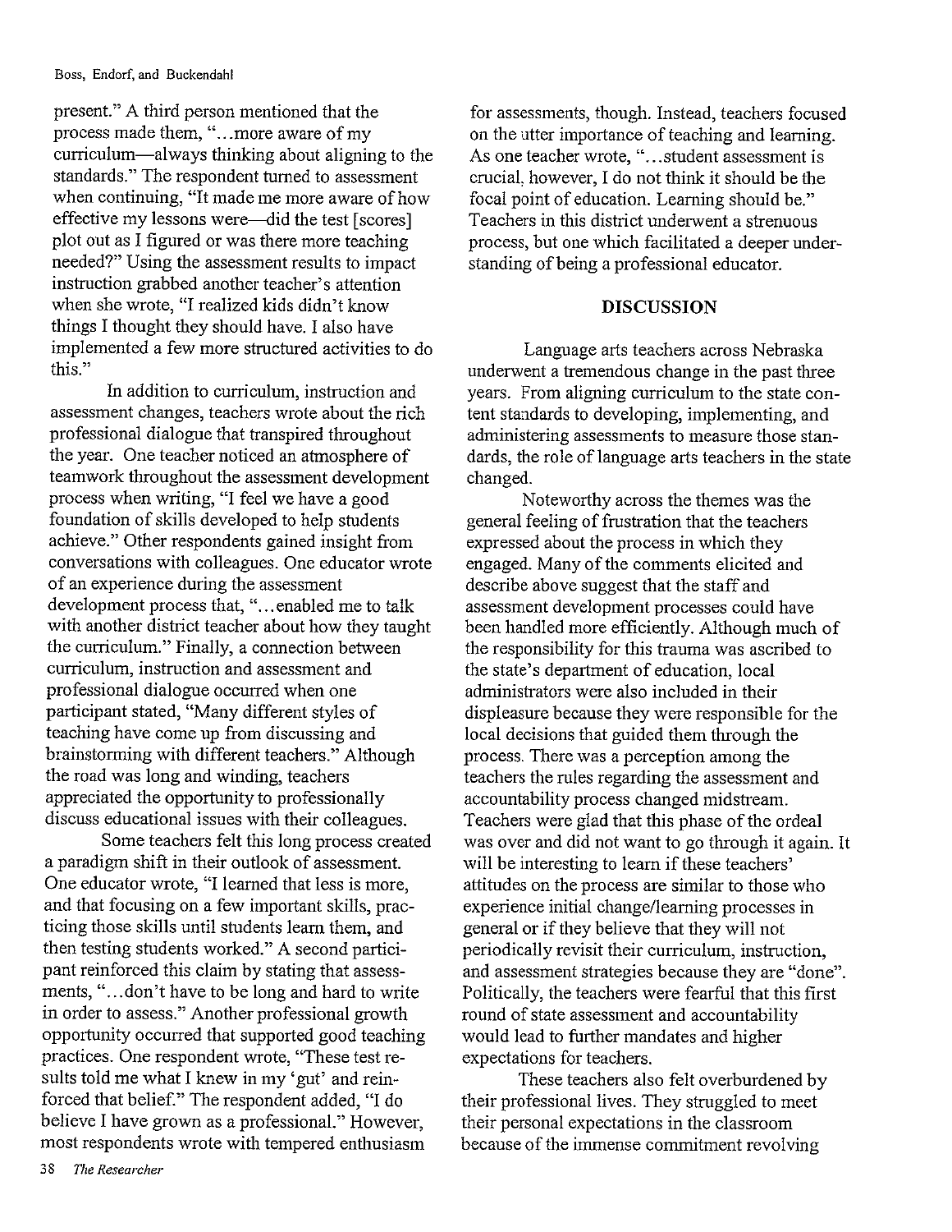present." A third person mentioned that the process made them, "...more aware of my curriculum—always thinking about aligning to the standards." The respondent turned to assessment when continuing, "It made me more aware of how effective my lessons were—did the test [scores] plot out as I figured or was there more teaching needed?" Using the assessment results to impact instruction grabbed another teacher's attention when she wrote, "I realized kids didn't know things I thought they should have. I also have implemented a few more structured activities to do this."

In addition to curriculum, instruction and assessment changes, teachers wrote about the rich professional dialogue that transpired throughout the year. One teacher noticed an atmosphere of teamwork throughout the assessment development process when writing, "I feel we have a good foundation of skills developed to help students achieve." Other respondents gained insight from conversations with colleagues. One educator wrote of an experience during the assessment development process that, "...enabled me to talk with another district teacher about how they taught the curriculum." Finally, a connection between curriculum, instruction and assessment and professional dialogue occurred when one participant stated, "Many different styles of teaching have come up from discussing and brainstorming with different teachers." Although the road was long and winding, teachers appreciated the opportunity to professionally discuss educational issues with their colleagues.

Some teachers felt this long process created a paradigm shift in their outlook of assessment. One educator wrote, "I learned that less is more, and that focusing on a few important skills, practicing those skills until students learn them, and then testing students worked." A second participant reinforced this claim by stating that assessments, "...don't have to be long and hard to write in order to assess." Another professional growth opportunity occurred that supported good teaching practices. One respondent wrote, "These test results told me what I knew in my 'gut' and reinforced that belief." The respondent added, "I do believe I have grown as a professional." However, most respondents wrote with tempered enthusiasm for assessments, though. Instead, teachers focused on the utter importance of teaching and learning. As one teacher wrote, "...student assessment is crucial, however, I do not think it should be the focal point of education. Learning should be." Teachers in this district underwent a strenuous process, but one which facilitated a deeper understanding of being a professional educator.

## DISCUSSION

Language arts teachers across Nebraska underwent a tremendous change in the past three years. From aligning curriculum to the state content standards to developing, implementing, and administering assessments to measure those standards, the role of language arts teachers in the state changed.

Noteworthy across the themes was the general feeling of frustration that the teachers expressed about the process in which they engaged. Many of the comments elicited and describe above suggest that the staff and assessment development processes could have been handled more efficiently. Although much of the responsibility for this trauma was ascribed to the state's department of education, local administrators were also included in their displeasure because they were responsible for the local decisions that guided them through the process. There was a perception among the teachers the rules regarding the assessment and accountability process changed midstream. Teachers were glad that this phase of the ordeal was over and did not want to go through it again. It will be interesting to learn if these teachers' attitudes on the process are similar to those who experience initial change/learning processes in general or if they believe that they will not periodically revisit their curriculum, instruction, and assessment strategies because they are "done". Politically, the teachers were fearful that this first round of state assessment and accountability would lead to further mandates and higher expectations for teachers.

These teachers also felt overburdened by their professional lives. They struggled to meet their personal expectations in the classroom because of the immense commitment revolving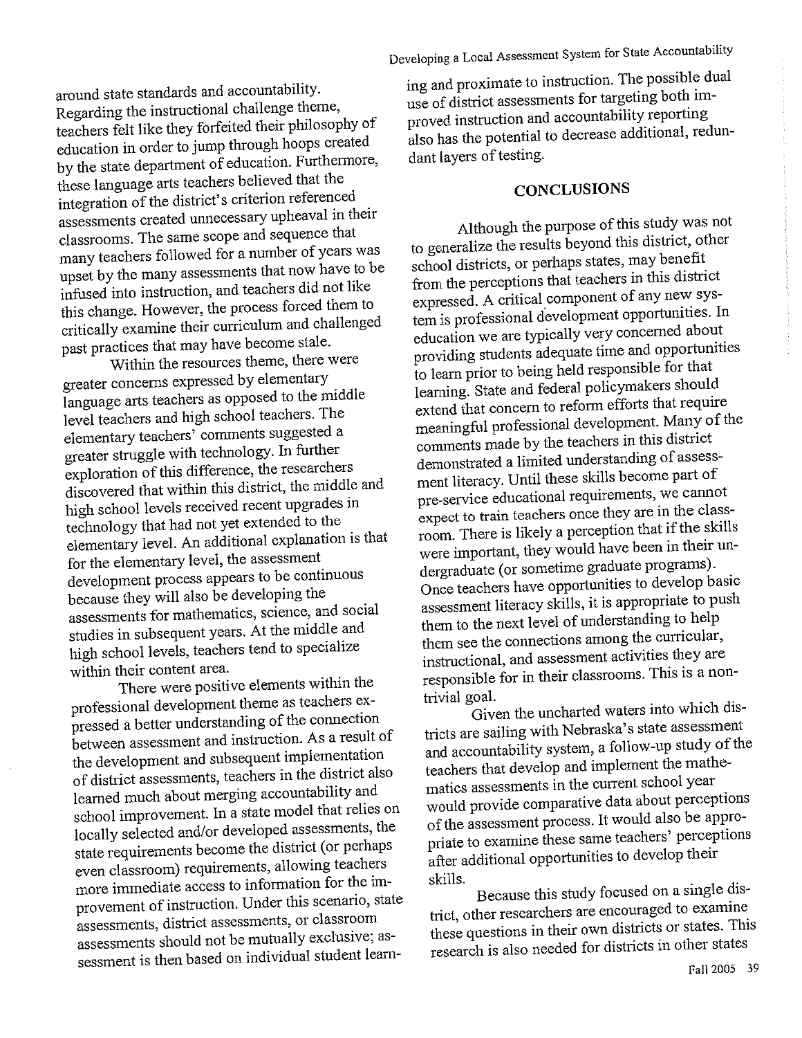around state standards and accountability. Regarding the instructional challenge theme, teachers felt like they forfeited their philosophy of education in order to jump through hoops created by the state department of education. Furthermore, these language arts teachers believed that the integration of the district's criterion referenced assessments created unnecessary upheaval in their classrooms. The same scope and sequence that many teachers followed for a number of years was upset by the many assessments that now have to be infused into instruction, and teachers did not like this change. However, the process forced them to critically examine their curriculum and challenged past practices that may have become stale.

Within the resources theme, there were greater concerns expressed by elementary language arts teachers as opposed to the middle level teachers and high school teachers. The elementary teachers' comments suggested a greater struggle with technology. In further exploration of this difference, the researchers discovered that within this district, the middle and high school levels received recent upgrades in technology that had not yet extended to the elementary level. An additional explanation is that for the elementary level, the assessment development process appears to be continuous because they will also be developing the assessments for mathematics, science, and social studies in subsequent years. At the middle and high school levels, teachers tend to specialize within their content area.

There were positive elements within the professional development theme as teachers expressed a better understanding of the connection between assessment and instruction. As a result of the development and subsequent implementation of district assessments, teachers in the district also learned much about merging accountability and school improvement. In a state model that relies on locally selected and/or developed assessments, the state requirements become the district (or perhaps even classroom) requirements, allowing teachers more immediate access to information for the improvement of instruction. Under this scenario, state assessments, district assessments, or classroom assessments should not be mutually exclusive; assessment is then based on individual student learning and proximate to instruction. The possible dual use of district assessments for targeting both improved instruction and accountability reporting also has the potential to decrease additional, redundant layers of testing.

## CONCLUSIONS

Although the purpose of this study was not to generalize the results beyond this district, other school districts, or perhaps states, may benefit from the perceptions that teachers in this district expressed. A critical component of any new system is professional development opportunities. In education we are typically very concerned about providing students adequate time and opportunities to learn prior to being held responsible for that learning. State and federal policymakers should extend that concern to reform efforts that require meaningful professional development. Many of the comments made by the teachers in this district demonstrated a limited understanding of assessment literacy. Until these skills become part of pre-service educational requirements, we cannot expect to train teachers once they are in the classroom. There is likely a perception that if the skills were important, they would have been in their undergraduate (or sometime graduate programs). Once teachers have opportunities to develop basic assessment literacy skills, it is appropriate to push them to the next level of understanding to help them see the connections among the curricular, instructional, and assessment activities they are responsible for in their classrooms. This is a non-trivial goal.

Given the uncharted waters into which districts are sailing with Nebraska's state assessment and accountability system, a follow-up study of the teachers that develop and implement the mathematics assessments in the current school year would provide comparative data about perceptions of the assessment process. It would also be appropriate to examine these same teachers' perceptions after additional opportunities to develop their skills.

Because this study focused on a single district, other researchers are encouraged to examine these questions in their own districts or states. This research is also needed for districts in other states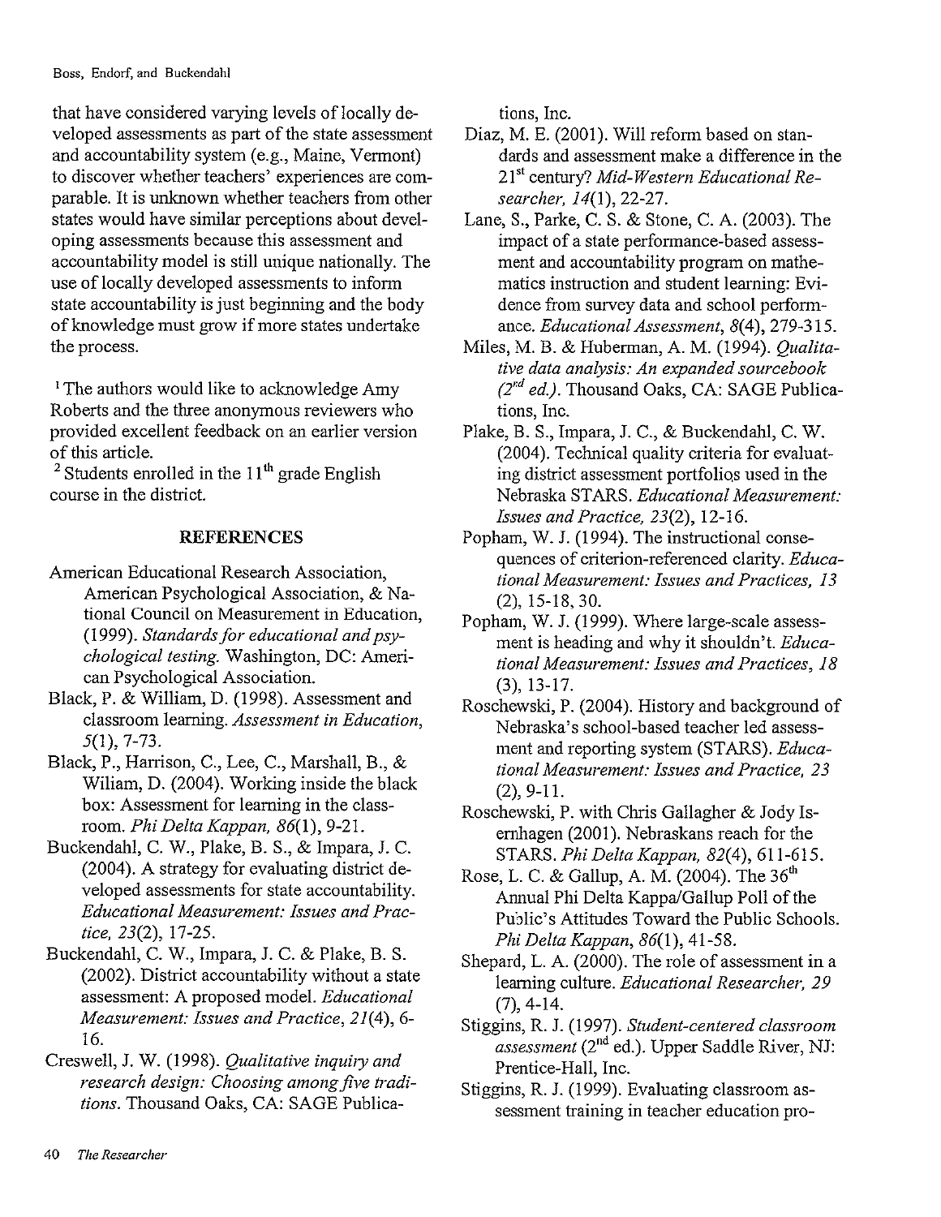that have considered varying levels of locally developed assessments as part of the state assessment and accountability system (e.g., Maine, Vermont) to discover whether teachers' experiences are comparable. It is unknown whether teachers from other states would have similar perceptions about developing assessments because this assessment and accountability model is still unique nationally. The use of locally developed assessments to inform state accountability is just beginning and the body of knowledge must grow if more states undertake the process.

[1] The authors would like to acknowledge Amy Roberts and the three anonymous reviewers who provided excellent feedback on an earlier version of this article.

[2] Students enrolled in the 11th grade English course in the district.

## REFERENCES

American Educational Research Association, American Psychological Association, & National Council on Measurement in Education, (1999). *Standards for educational and psychological testing.* Washington, DC: American Psychological Association.

Black, P. & William, D. (1998). Assessment and classroom learning. *Assessment in Education, 5*(1), 7-73.

Black, P., Harrison, C., Lee, C., Marshall, B., & Wiliam, D. (2004). Working inside the black box: Assessment for learning in the classroom. *Phi Delta Kappan, 86*(1), 9-21.

Buckendahl, C. W., Plake, B. S., & Impara, J. C. (2004). A strategy for evaluating district developed assessments for state accountability. *Educational Measurement: Issues and Practice, 23*(2), 17-25.

Buckendahl, C. W., Impara, J. C. & Plake, B. S. (2002). District accountability without a state assessment: A proposed model. *Educational Measurement: Issues and Practice, 21*(4), 6-16.

Creswell, J. W. (1998). *Qualitative inquiry and research design: Choosing among five traditions.* Thousand Oaks, CA: SAGE Publications, Inc.

Diaz, M. E. (2001). Will reform based on standards and assessment make a difference in the 21st century? *Mid-Western Educational Researcher, 14*(1), 22-27.

Lane, S., Parke, C. S. & Stone, C. A. (2003). The impact of a state performance-based assessment and accountability program on mathematics instruction and student learning: Evidence from survey data and school performance. *Educational Assessment, 8*(4), 279-315.

Miles, M. B. & Huberman, A. M. (1994). *Qualitative data analysis: An expanded sourcebook (2nd ed.).* Thousand Oaks, CA: SAGE Publications, Inc.

Plake, B. S., Impara, J. C., & Buckendahl, C. W. (2004). Technical quality criteria for evaluating district assessment portfolios used in the Nebraska STARS. *Educational Measurement: Issues and Practice, 23*(2), 12-16.

Popham, W. J. (1994). The instructional consequences of criterion-referenced clarity. *Educational Measurement: Issues and Practices, 13* (2), 15-18, 30.

Popham, W. J. (1999). Where large-scale assessment is heading and why it shouldn't. *Educational Measurement: Issues and Practices, 18* (3), 13-17.

Roschewski, P. (2004). History and background of Nebraska's school-based teacher led assessment and reporting system (STARS). *Educational Measurement: Issues and Practice, 23* (2), 9-11.

Roschewski, P. with Chris Gallagher & Jody Isernhagen (2001). Nebraskans reach for the STARS. *Phi Delta Kappan, 82*(4), 611-615.

Rose, L. C. & Gallup, A. M. (2004). The 36th Annual Phi Delta Kappa/Gallup Poll of the Public's Attitudes Toward the Public Schools. *Phi Delta Kappan, 86*(1), 41-58.

Shepard, L. A. (2000). The role of assessment in a learning culture. *Educational Researcher, 29* (7), 4-14.

Stiggins, R. J. (1997). *Student-centered classroom assessment* (2nd ed.). Upper Saddle River, NJ: Prentice-Hall, Inc.

Stiggins, R. J. (1999). Evaluating classroom assessment training in teacher education pro-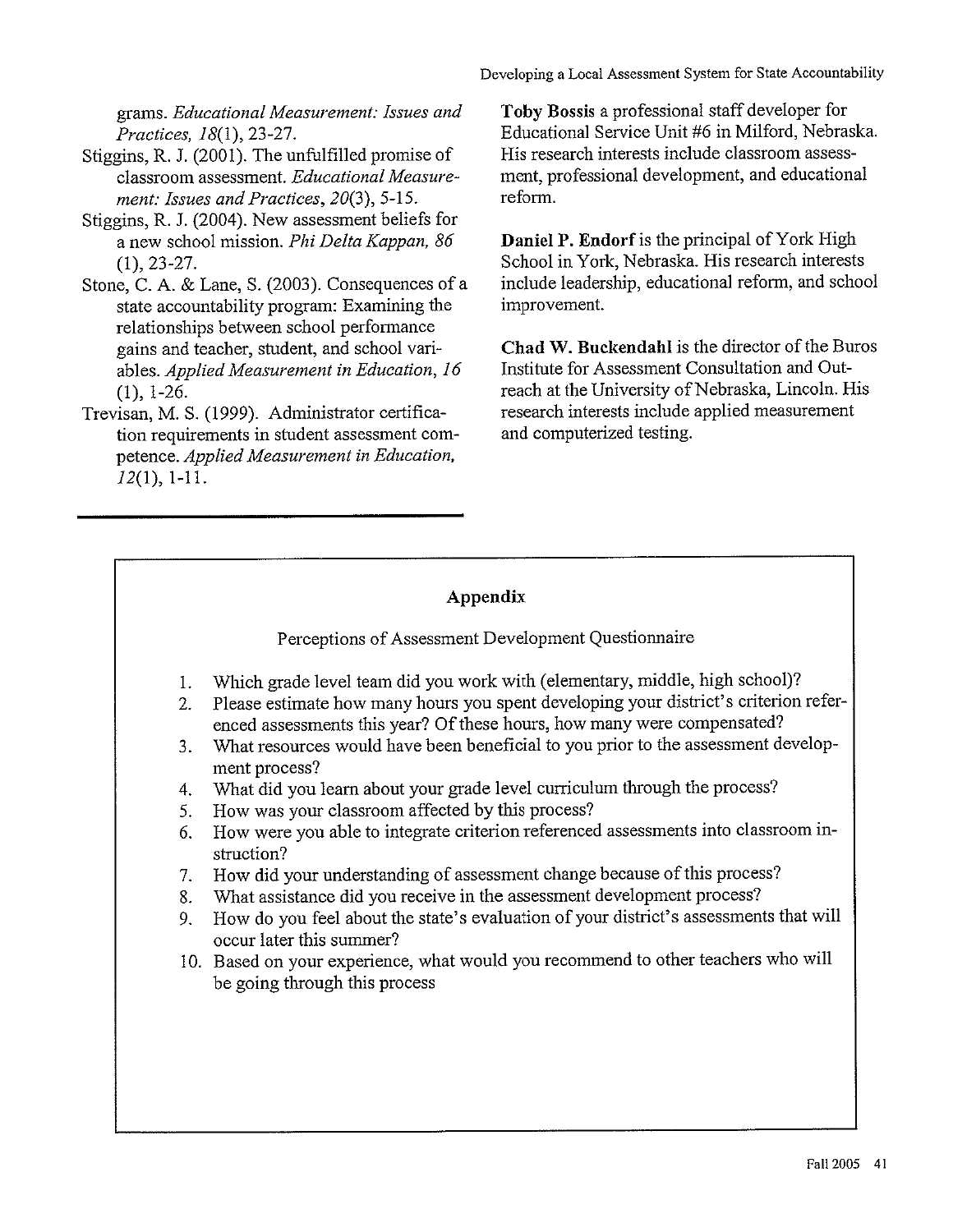grams. *Educational Measurement: Issues and Practices, 18*(1), 23-27.

Stiggins, R. J. (2001). The unfulfilled promise of classroom assessment. *Educational Measurement: Issues and Practices, 20*(3), 5-15.

Stiggins, R. J. (2004). New assessment beliefs for a new school mission. *Phi Delta Kappan, 86* (1), 23-27.

Stone, C. A. & Lane, S. (2003). Consequences of a state accountability program: Examining the relationships between school performance gains and teacher, student, and school variables. *Applied Measurement in Education, 16* (1), 1-26.

Trevisan, M. S. (1999). Administrator certification requirements in student assessment competence. *Applied Measurement in Education, 12*(1), 1-11.

**Toby Bossis** a professional staff developer for Educational Service Unit #6 in Milford, Nebraska. His research interests include classroom assessment, professional development, and educational reform.

**Daniel P. Endorf** is the principal of York High School in York, Nebraska. His research interests include leadership, educational reform, and school improvement.

**Chad W. Buckendahl** is the director of the Buros Institute for Assessment Consultation and Outreach at the University of Nebraska, Lincoln. His research interests include applied measurement and computerized testing.

## Appendix

Perceptions of Assessment Development Questionnaire

1. Which grade level team did you work with (elementary, middle, high school)?
2. Please estimate how many hours you spent developing your district's criterion referenced assessments this year? Of these hours, how many were compensated?
3. What resources would have been beneficial to you prior to the assessment development process?
4. What did you learn about your grade level curriculum through the process?
5. How was your classroom affected by this process?
6. How were you able to integrate criterion referenced assessments into classroom instruction?
7. How did your understanding of assessment change because of this process?
8. What assistance did you receive in the assessment development process?
9. How do you feel about the state's evaluation of your district's assessments that will occur later this summer?
10. Based on your experience, what would you recommend to other teachers who will be going through this process